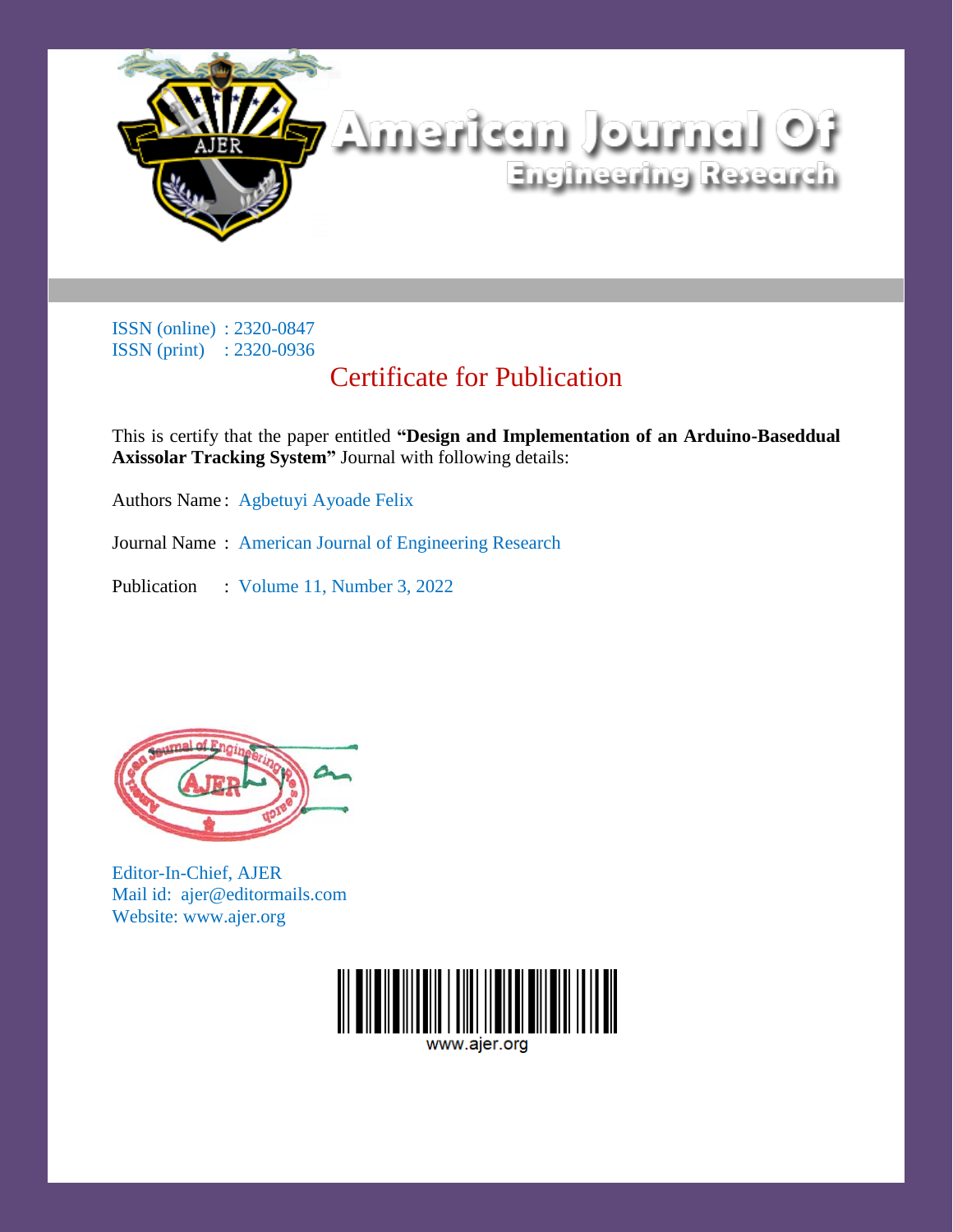# American Journal Of Engineering Research

ISSN (online) : 2320-0847
ISSN (print) : 2320-0936

## Certificate for Publication

This is certify that the paper entitled **"Design and Implementation of an Arduino-Baseddual Axissolar Tracking System"** Journal with following details:

Authors Name : Agbetuyi Ayoade Felix

Journal Name : American Journal of Engineering Research

Publication : Volume 11, Number 3, 2022

Editor-In-Chief, AJER
Mail id: ajer@editormails.com
Website: www.ajer.org

www.ajer.org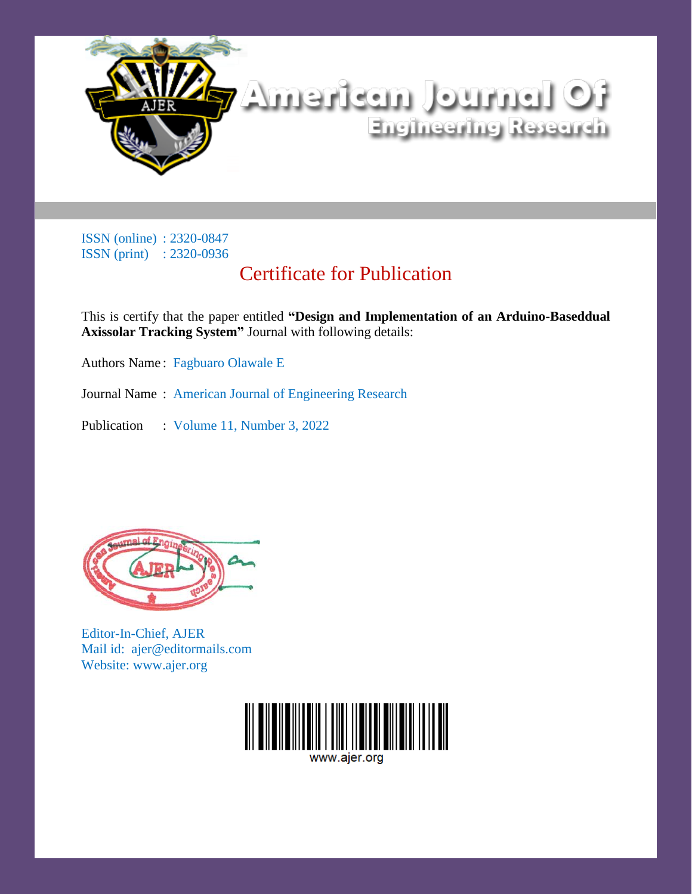# American Journal Of Engineering Research

ISSN (online) : 2320-0847
ISSN (print) : 2320-0936

## Certificate for Publication

This is certify that the paper entitled **"Design and Implementation of an Arduino-Baseddual Axissolar Tracking System"** Journal with following details:

Authors Name : Fagbuaro Olawale E

Journal Name : American Journal of Engineering Research

Publication : Volume 11, Number 3, 2022

Editor-In-Chief, AJER
Mail id: ajer@editormails.com
Website: www.ajer.org

www.ajer.org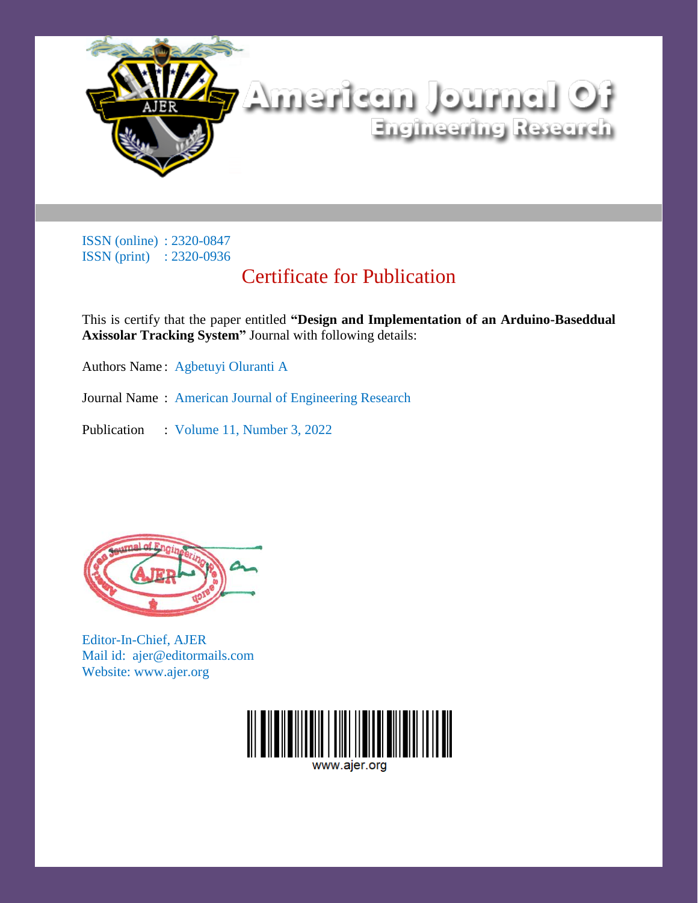# American Journal Of Engineering Research

ISSN (online) : 2320-0847
ISSN (print) : 2320-0936

## Certificate for Publication

This is certify that the paper entitled **"Design and Implementation of an Arduino-Baseddual Axissolar Tracking System"** Journal with following details:

Authors Name : Agbetuyi Oluranti A

Journal Name : American Journal of Engineering Research

Publication : Volume 11, Number 3, 2022

Editor-In-Chief, AJER
Mail id: ajer@editormails.com
Website: www.ajer.org

www.ajer.org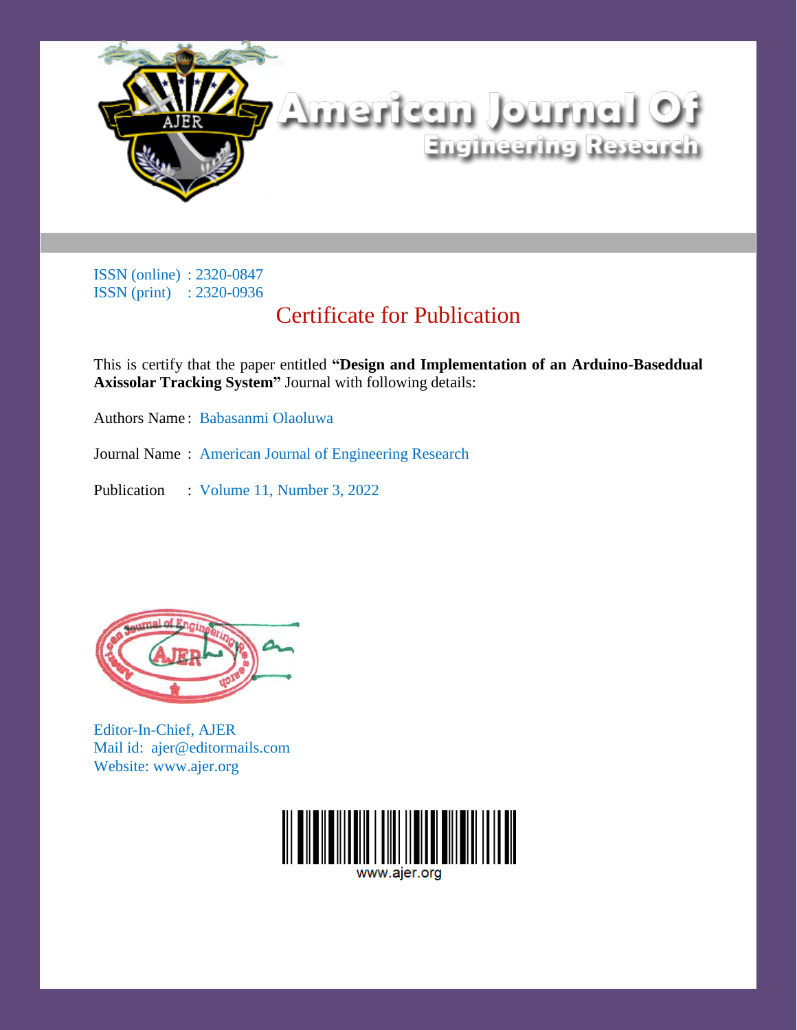# American Journal Of Engineering Research

ISSN (online) : 2320-0847
ISSN (print) : 2320-0936

## Certificate for Publication

This is certify that the paper entitled **"Design and Implementation of an Arduino-Baseddual Axissolar Tracking System"** Journal with following details:

Authors Name : Babasanmi Olaoluwa

Journal Name : American Journal of Engineering Research

Publication : Volume 11, Number 3, 2022

Editor-In-Chief, AJER
Mail id: ajer@editormails.com
Website: www.ajer.org

www.ajer.org